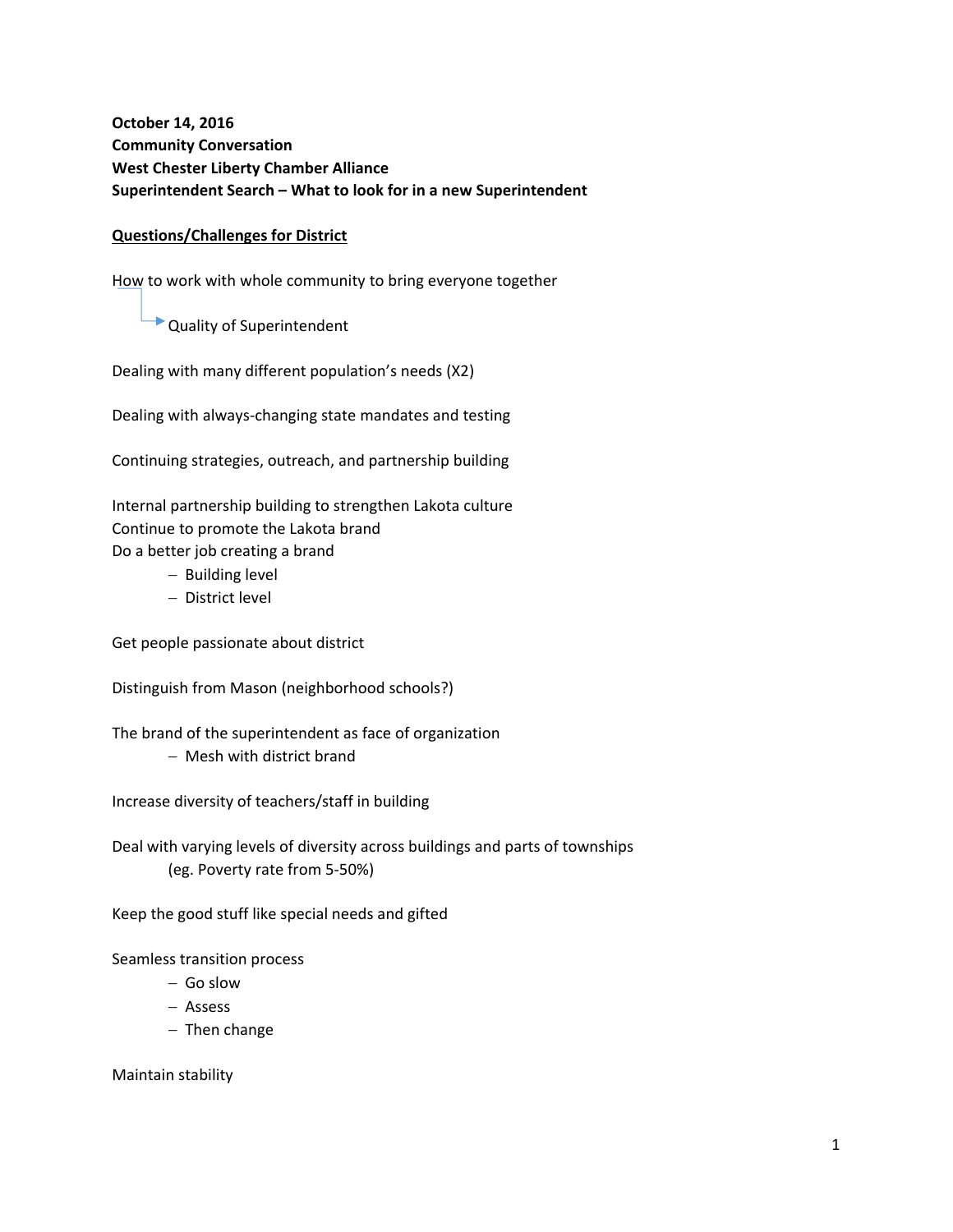**October 14, 2016**
**Community Conversation**
**West Chester Liberty Chamber Alliance**
**Superintendent Search – What to look for in a new Superintendent**

**Questions/Challenges for District**

How to work with whole community to bring everyone together

→ Quality of Superintendent

Dealing with many different population's needs (X2)

Dealing with always-changing state mandates and testing

Continuing strategies, outreach, and partnership building

Internal partnership building to strengthen Lakota culture
Continue to promote the Lakota brand
Do a better job creating a brand

- Building level
- District level

Get people passionate about district

Distinguish from Mason (neighborhood schools?)

The brand of the superintendent as face of organization

- Mesh with district brand

Increase diversity of teachers/staff in building

Deal with varying levels of diversity across buildings and parts of townships
(eg. Poverty rate from 5-50%)

Keep the good stuff like special needs and gifted

Seamless transition process

- Go slow
- Assess
- Then change

Maintain stability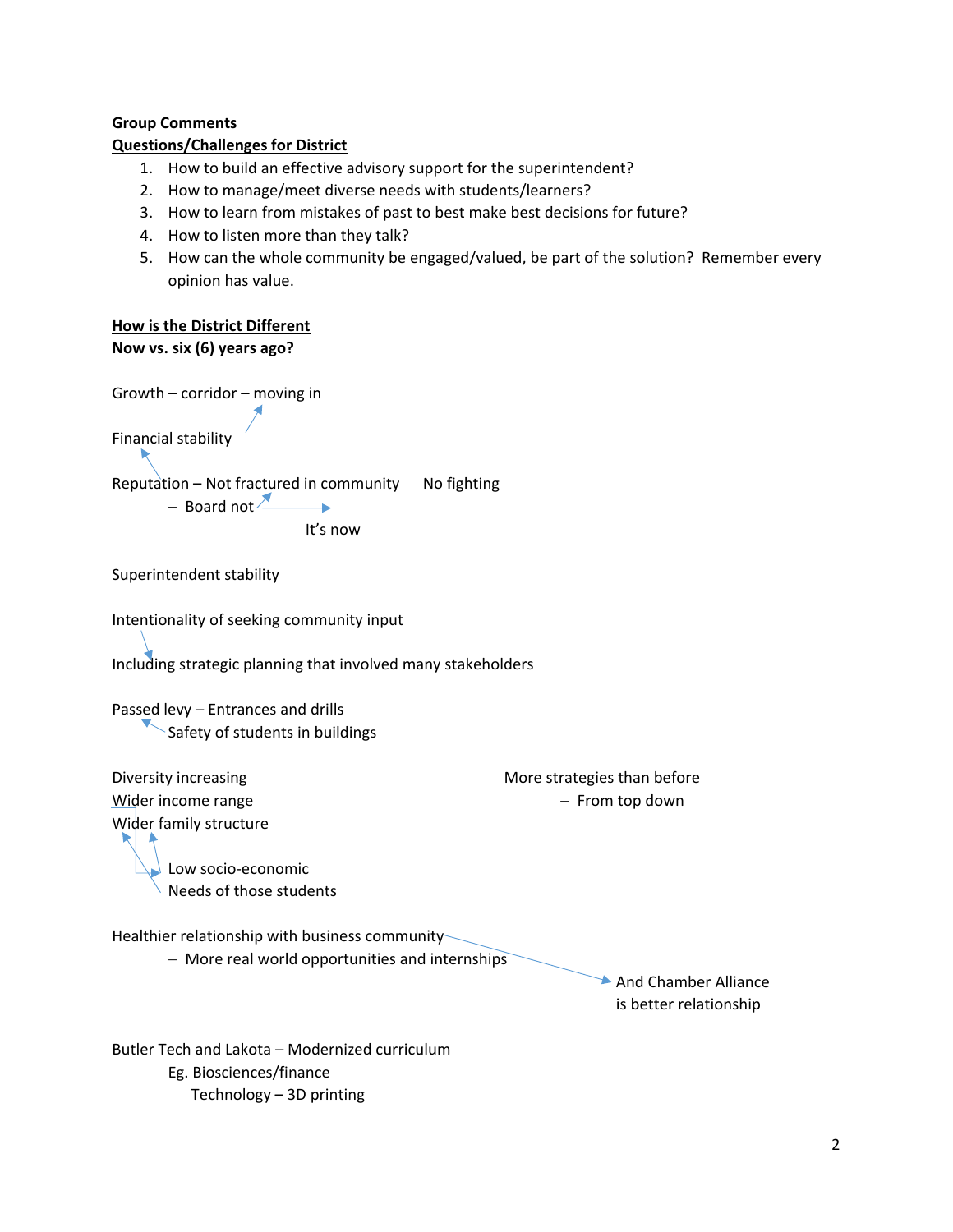**Group Comments**

**Questions/Challenges for District**

1. How to build an effective advisory support for the superintendent?
2. How to manage/meet diverse needs with students/learners?
3. How to learn from mistakes of past to best make best decisions for future?
4. How to listen more than they talk?
5. How can the whole community be engaged/valued, be part of the solution? Remember every opinion has value.

**How is the District Different**

**Now vs. six (6) years ago?**

Growth – corridor – moving in

Financial stability

Reputation – Not fractured in community No fighting

- Board not

It's now

Superintendent stability

Intentionality of seeking community input

Including strategic planning that involved many stakeholders

Passed levy – Entrances and drills

Safety of students in buildings

Diversity increasing

Wider income range

Wider family structure

Low socio-economic

Needs of those students

More strategies than before

- From top down

Healthier relationship with business community

- More real world opportunities and internships

And Chamber Alliance is better relationship

Butler Tech and Lakota – Modernized curriculum

Eg. Biosciences/finance

Technology – 3D printing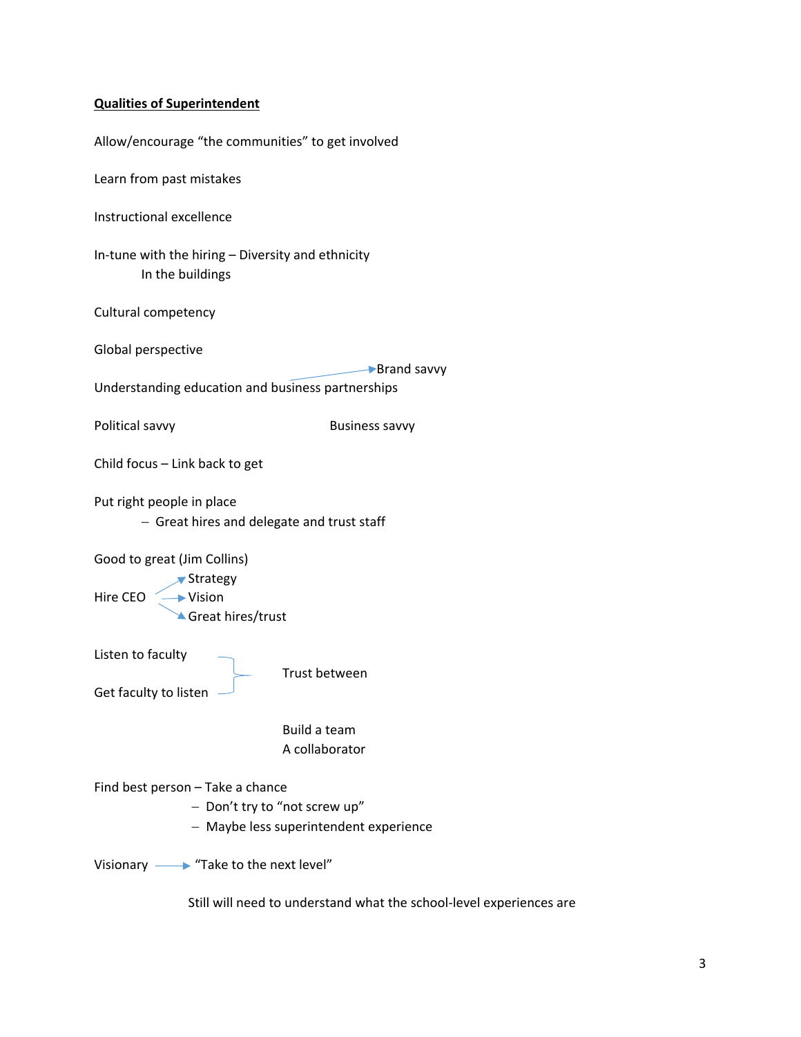**Qualities of Superintendent**

Allow/encourage "the communities" to get involved

Learn from past mistakes

Instructional excellence

In-tune with the hiring – Diversity and ethnicity
    In the buildings

Cultural competency

Global perspective

Understanding education and business partnerships → Brand savvy

Political savvy

Business savvy

Child focus – Link back to get

Put right people in place

- Great hires and delegate and trust staff

Good to great (Jim Collins)

Hire CEO
- → Strategy
- → Vision
- → Great hires/trust

Listen to faculty
Get faculty to listen
} Trust between

Build a team
A collaborator

Find best person – Take a chance

- Don't try to "not screw up"
- Maybe less superintendent experience

Visionary → "Take to the next level"

Still will need to understand what the school-level experiences are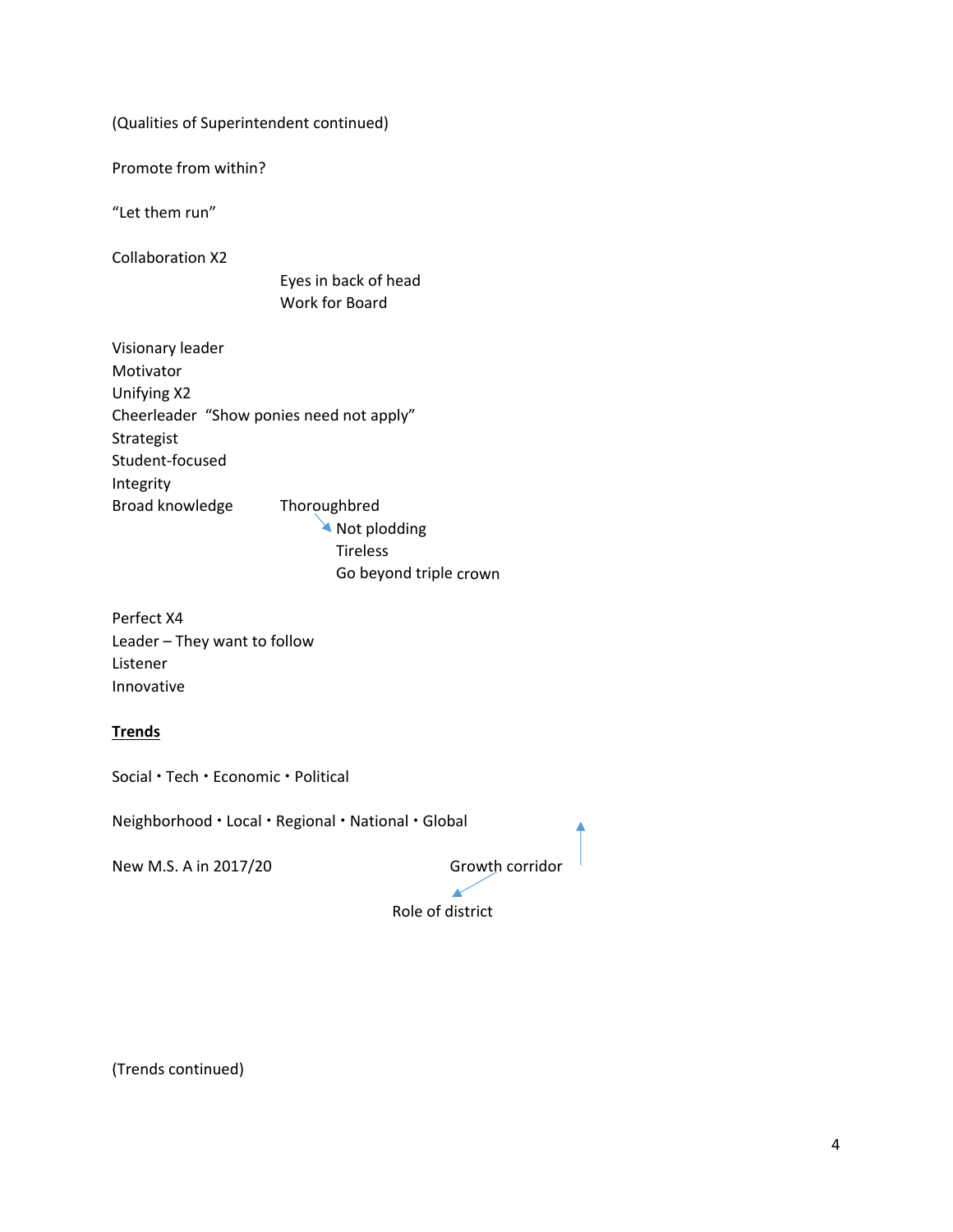(Qualities of Superintendent continued)

Promote from within?

"Let them run"

Collaboration X2

Eyes in back of head
Work for Board

Visionary leader
Motivator
Unifying X2
Cheerleader "Show ponies need not apply"
Strategist
Student-focused
Integrity
Broad knowledge

Thoroughbred
- Not plodding
- Tireless
- Go beyond triple crown

Perfect X4
Leader – They want to follow
Listener
Innovative

**Trends**

Social • Tech • Economic • Political

Neighborhood • Local • Regional • National • Global

New M.S. A in 2017/20

Growth corridor

Role of district

(Trends continued)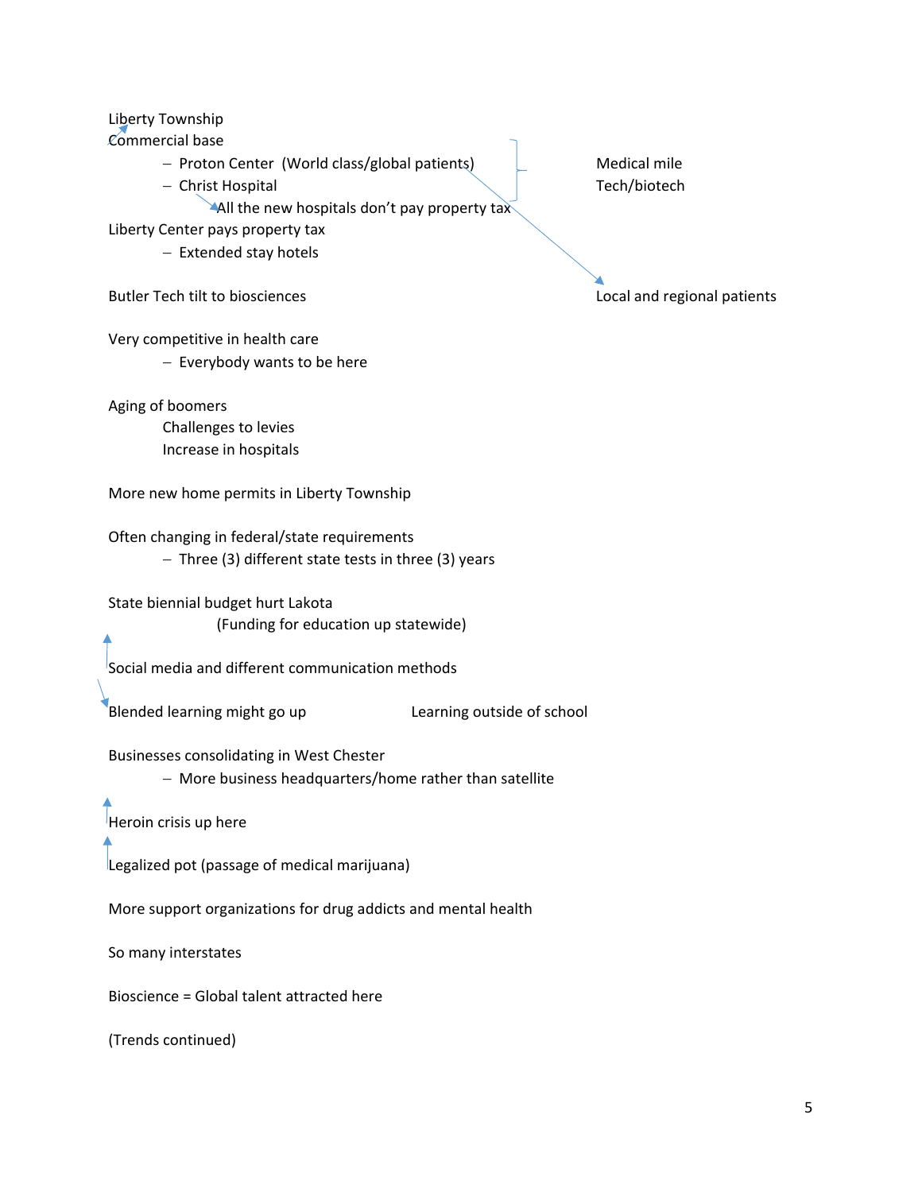Liberty Township
Commercial base

- Proton Center (World class/global patients)
- Christ Hospital

All the new hospitals don't pay property tax

Medical mile
Tech/biotech

Local and regional patients

Liberty Center pays property tax

- Extended stay hotels

Butler Tech tilt to biosciences

Very competitive in health care

- Everybody wants to be here

Aging of boomers

Challenges to levies
Increase in hospitals

More new home permits in Liberty Township

Often changing in federal/state requirements

- Three (3) different state tests in three (3) years

State biennial budget hurt Lakota

(Funding for education up statewide)

Social media and different communication methods

Blended learning might go up    Learning outside of school

Businesses consolidating in West Chester

- More business headquarters/home rather than satellite

Heroin crisis up here

Legalized pot (passage of medical marijuana)

More support organizations for drug addicts and mental health

So many interstates

Bioscience = Global talent attracted here

(Trends continued)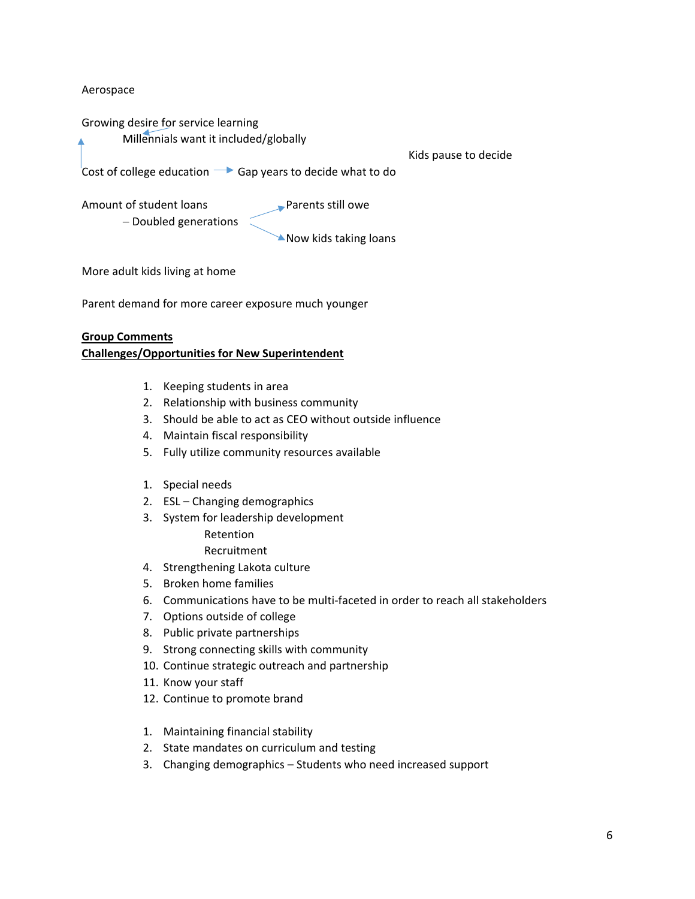Aerospace

Growing desire for service learning

Millennials want it included/globally

Kids pause to decide

Cost of college education → Gap years to decide what to do

Amount of student loans → Parents still owe

– Doubled generations → Now kids taking loans

More adult kids living at home

Parent demand for more career exposure much younger

**Group Comments**

**Challenges/Opportunities for New Superintendent**

1. Keeping students in area
2. Relationship with business community
3. Should be able to act as CEO without outside influence
4. Maintain fiscal responsibility
5. Fully utilize community resources available

1. Special needs
2. ESL – Changing demographics
3. System for leadership development
   - Retention
   - Recruitment
4. Strengthening Lakota culture
5. Broken home families
6. Communications have to be multi-faceted in order to reach all stakeholders
7. Options outside of college
8. Public private partnerships
9. Strong connecting skills with community
10. Continue strategic outreach and partnership
11. Know your staff
12. Continue to promote brand

1. Maintaining financial stability
2. State mandates on curriculum and testing
3. Changing demographics – Students who need increased support